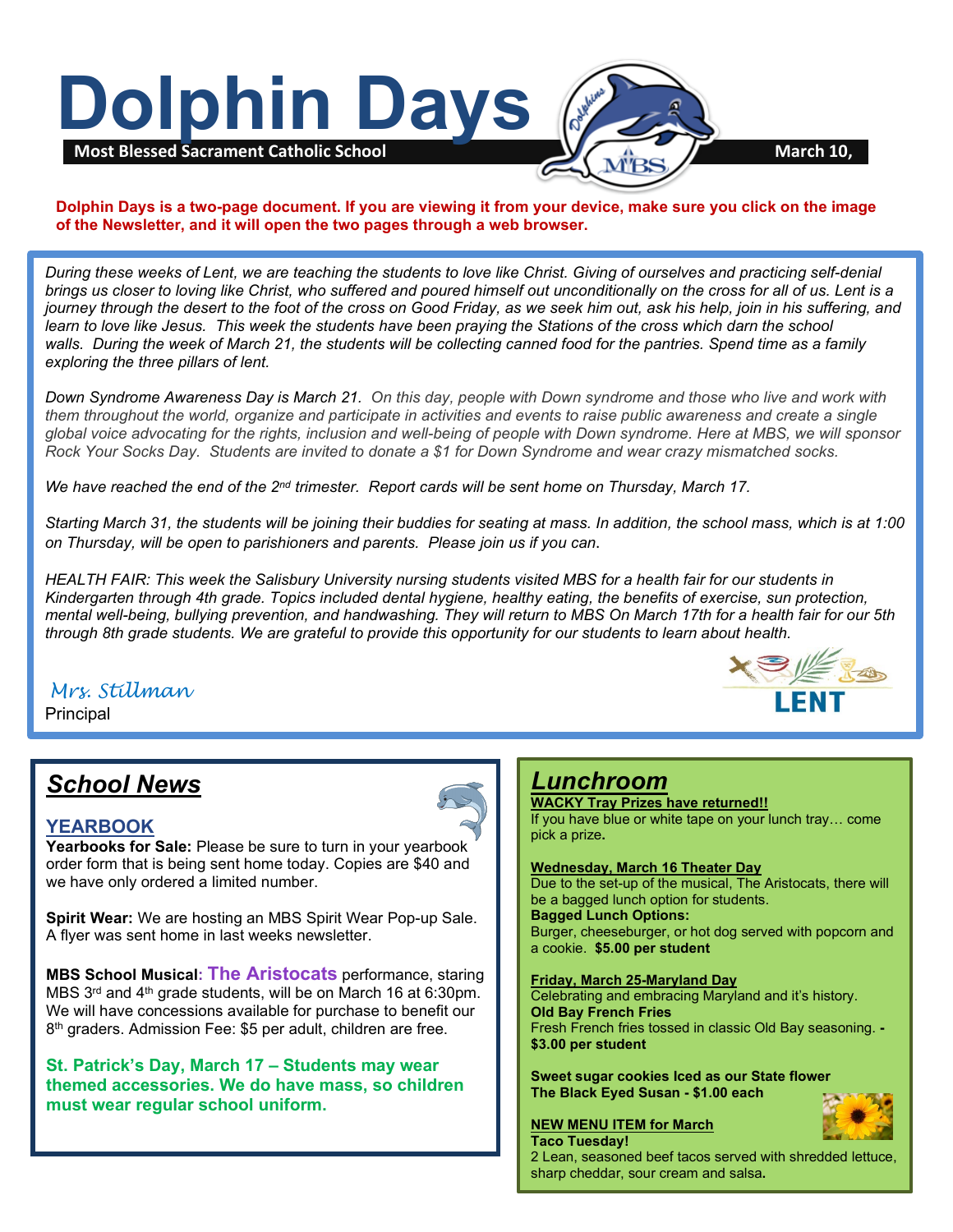# Dolphin Days

**Most Blessed Sacrament Catholic School** March 10,

**Dolphin Days is a two-page document. If you are viewing it from your device, make sure you click on the image of the Newsletter, and it will open the two pages through a web browser.**

*During these weeks of Lent, we are teaching the students to love like Christ. Giving of ourselves and practicing self-denial brings us closer to loving like Christ, who suffered and poured himself out unconditionally on the cross for all of us. Lent is a journey through the desert to the foot of the cross on Good Friday, as we seek him out, ask his help, join in his suffering, and learn to love like Jesus. This week the students have been praying the Stations of the cross which darn the school walls. During the week of March 21, the students will be collecting canned food for the pantries. Spend time as a family exploring the three pillars of lent.*

*Down Syndrome Awareness Day is March 21. On this day, people with Down syndrome and those who live and work with them throughout the world, organize and participate in activities and events to raise public awareness and create a single global voice advocating for the rights, inclusion and well-being of people with Down syndrome. Here at MBS, we will sponsor Rock Your Socks Day. Students are invited to donate a $1 for Down Syndrome and wear crazy mismatched socks.*

*We have reached the end of the 2nd trimester. Report cards will be sent home on Thursday, March 17.*

*Starting March 31, the students will be joining their buddies for seating at mass. In addition, the school mass, which is at 1:00 on Thursday, will be open to parishioners and parents. Please join us if you can.*

*HEALTH FAIR: This week the Salisbury University nursing students visited MBS for a health fair for our students in Kindergarten through 4th grade. Topics included dental hygiene, healthy eating, the benefits of exercise, sun protection, mental well-being, bullying prevention, and handwashing. They will return to MBS On March 17th for a health fair for our 5th through 8th grade students. We are grateful to provide this opportunity for our students to learn about health.*

*Mrs. Stillman*
Principal

LENT

## *School News*

### YEARBOOK

**Yearbooks for Sale:** Please be sure to turn in your yearbook order form that is being sent home today. Copies are $40 and we have only ordered a limited number.

**Spirit Wear:** We are hosting an MBS Spirit Wear Pop-up Sale. A flyer was sent home in last weeks newsletter.

**MBS School Musical: The Aristocats** performance, staring MBS 3rd and 4th grade students, will be on March 16 at 6:30pm. We will have concessions available for purchase to benefit our 8th graders. Admission Fee: $5 per adult, children are free.

**St. Patrick's Day, March 17 – Students may wear themed accessories. We do have mass, so children must wear regular school uniform.**

## *Lunchroom*

**WACKY Tray Prizes have returned!!**
If you have blue or white tape on your lunch tray… come pick a prize.

**Wednesday, March 16 Theater Day**
Due to the set-up of the musical, The Aristocats, there will be a bagged lunch option for students.
**Bagged Lunch Options:**
Burger, cheeseburger, or hot dog served with popcorn and a cookie. **$5.00 per student**

**Friday, March 25-Maryland Day**
Celebrating and embracing Maryland and it's history.
**Old Bay French Fries**
Fresh French fries tossed in classic Old Bay seasoning. **- $3.00 per student**

**Sweet sugar cookies Iced as our State flower**
**The Black Eyed Susan - $1.00 each**

**NEW MENU ITEM for March**
**Taco Tuesday!**
2 Lean, seasoned beef tacos served with shredded lettuce, sharp cheddar, sour cream and salsa.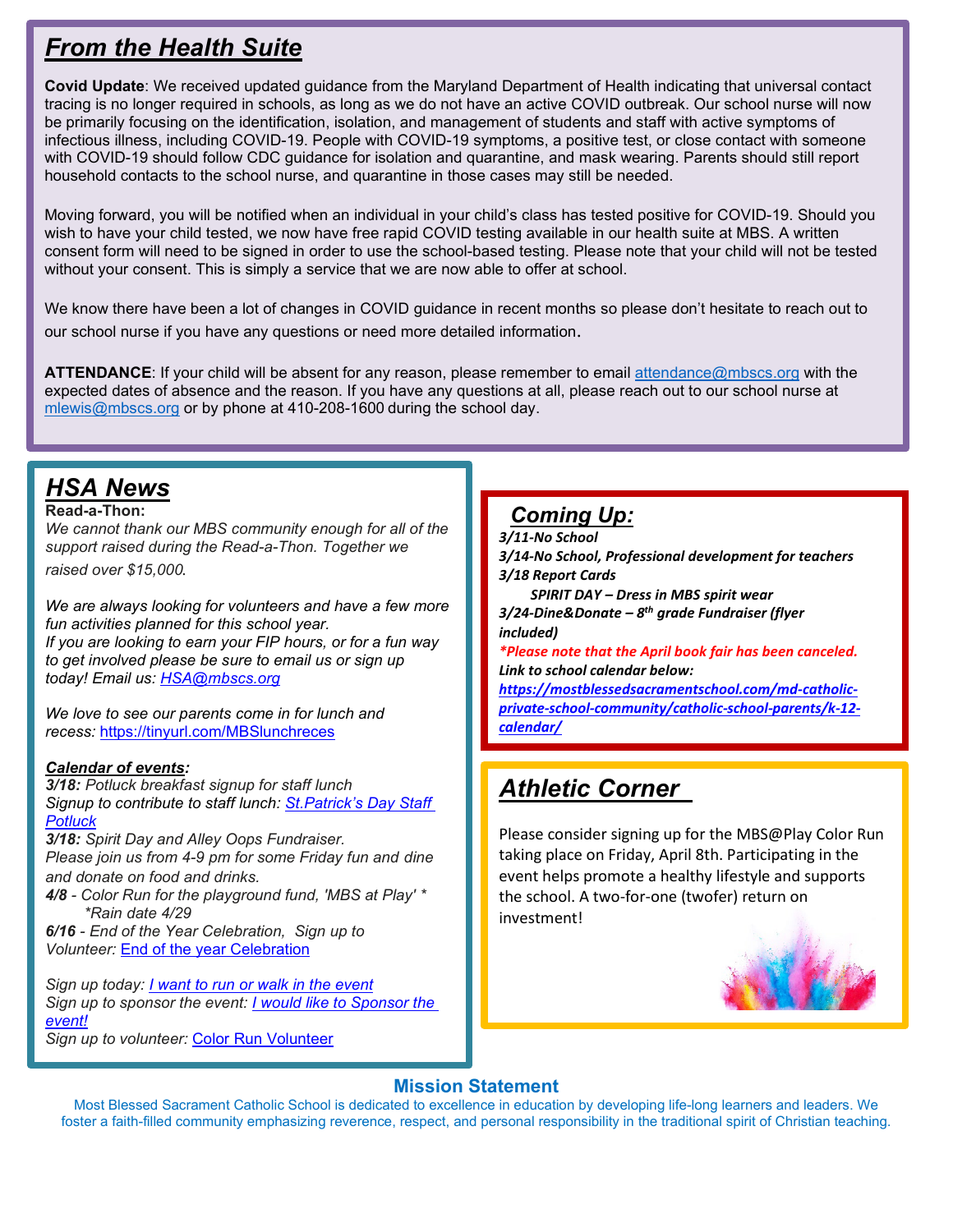## *From the Health Suite*

**Covid Update**: We received updated guidance from the Maryland Department of Health indicating that universal contact tracing is no longer required in schools, as long as we do not have an active COVID outbreak. Our school nurse will now be primarily focusing on the identification, isolation, and management of students and staff with active symptoms of infectious illness, including COVID-19. People with COVID-19 symptoms, a positive test, or close contact with someone with COVID-19 should follow CDC guidance for isolation and quarantine, and mask wearing. Parents should still report household contacts to the school nurse, and quarantine in those cases may still be needed.

Moving forward, you will be notified when an individual in your child's class has tested positive for COVID-19. Should you wish to have your child tested, we now have free rapid COVID testing available in our health suite at MBS. A written consent form will need to be signed in order to use the school-based testing. Please note that your child will not be tested without your consent. This is simply a service that we are now able to offer at school.

We know there have been a lot of changes in COVID guidance in recent months so please don't hesitate to reach out to our school nurse if you have any questions or need more detailed information.

**ATTENDANCE**: If your child will be absent for any reason, please remember to email attendance@mbscs.org with the expected dates of absence and the reason. If you have any questions at all, please reach out to our school nurse at mlewis@mbscs.org or by phone at 410-208-1600 during the school day.

## *HSA News*

**Read-a-Thon:**

*We cannot thank our MBS community enough for all of the support raised during the Read-a-Thon. Together we raised over $15,000.*

*We are always looking for volunteers and have a few more fun activities planned for this school year.*
*If you are looking to earn your FIP hours, or for a fun way to get involved please be sure to email us or sign up today! Email us: HSA@mbscs.org*

*We love to see our parents come in for lunch and recess:* https://tinyurl.com/MBSlunchreces

***Calendar of events:***

***3/18:*** *Potluck breakfast signup for staff lunch*
*Signup to contribute to staff lunch: St.Patrick's Day Staff Potluck*
***3/18:*** *Spirit Day and Alley Oops Fundraiser.*
*Please join us from 4-9 pm for some Friday fun and dine and donate on food and drinks.*
***4/8*** *- Color Run for the playground fund, 'MBS at Play' \**
*\*Rain date 4/29*
***6/16*** *- End of the Year Celebration, Sign up to Volunteer:* End of the year Celebration

*Sign up today: I want to run or walk in the event*
*Sign up to sponsor the event: I would like to Sponsor the event!*
*Sign up to volunteer:* Color Run Volunteer

## *Coming Up:*

***3/11-No School***
***3/14-No School, Professional development for teachers***
***3/18 Report Cards***
***SPIRIT DAY – Dress in MBS spirit wear***
***3/24-Dine&Donate – 8th grade Fundraiser (flyer included)***
***\*Please note that the April book fair has been canceled.***
***Link to school calendar below:***
***https://mostblessedsacramentschool.com/md-catholic-private-school-community/catholic-school-parents/k-12-calendar/***

## *Athletic Corner*

Please consider signing up for the MBS@Play Color Run taking place on Friday, April 8th. Participating in the event helps promote a healthy lifestyle and supports the school. A two-for-one (twofer) return on investment!

### Mission Statement

Most Blessed Sacrament Catholic School is dedicated to excellence in education by developing life-long learners and leaders. We foster a faith-filled community emphasizing reverence, respect, and personal responsibility in the traditional spirit of Christian teaching.